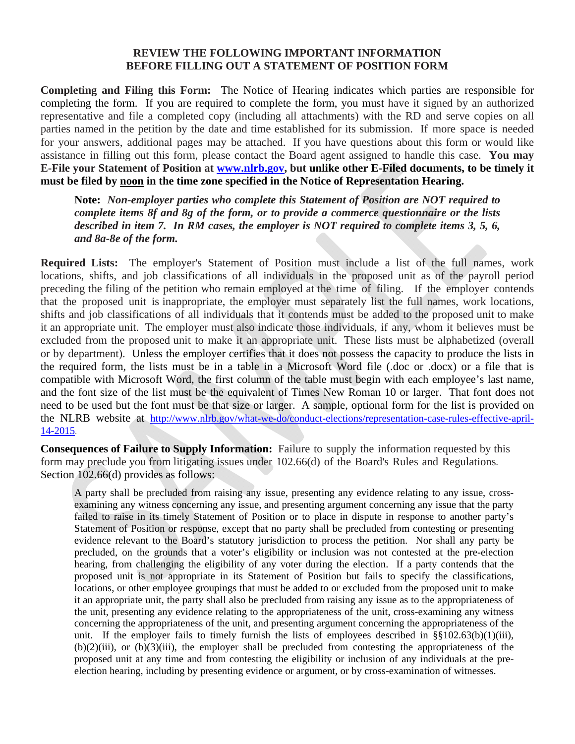## REVIEW THE FOLLOWING IMPORTANT INFORMATION BEFORE FILLING OUT A STATEMENT OF POSITION FORM

**Completing and Filing this Form:** The Notice of Hearing indicates which parties are responsible for completing the form. If you are required to complete the form, you must have it signed by an authorized representative and file a completed copy (including all attachments) with the RD and serve copies on all parties named in the petition by the date and time established for its submission. If more space is needed for your answers, additional pages may be attached. If you have questions about this form or would like assistance in filling out this form, please contact the Board agent assigned to handle this case. **You may E-File your Statement of Position at [www.nlrb.gov](http://www.nlrb.gov), but unlike other E-Filed documents, to be timely it must be filed by noon in the time zone specified in the Notice of Representation Hearing.**

> **Note:** ***Non-employer parties who complete this Statement of Position are NOT required to complete items 8f and 8g of the form, or to provide a commerce questionnaire or the lists described in item 7. In RM cases, the employer is NOT required to complete items 3, 5, 6, and 8a-8e of the form.***

**Required Lists:** The employer's Statement of Position must include a list of the full names, work locations, shifts, and job classifications of all individuals in the proposed unit as of the payroll period preceding the filing of the petition who remain employed at the time of filing. If the employer contends that the proposed unit is inappropriate, the employer must separately list the full names, work locations, shifts and job classifications of all individuals that it contends must be added to the proposed unit to make it an appropriate unit. The employer must also indicate those individuals, if any, whom it believes must be excluded from the proposed unit to make it an appropriate unit. These lists must be alphabetized (overall or by department). Unless the employer certifies that it does not possess the capacity to produce the lists in the required form, the lists must be in a table in a Microsoft Word file (.doc or .docx) or a file that is compatible with Microsoft Word, the first column of the table must begin with each employee's last name, and the font size of the list must be the equivalent of Times New Roman 10 or larger. That font does not need to be used but the font must be that size or larger. A sample, optional form for the list is provided on the NLRB website at http://www.nlrb.gov/what-we-do/conduct-elections/representation-case-rules-effective-april-14-2015.

**Consequences of Failure to Supply Information:** Failure to supply the information requested by this form may preclude you from litigating issues under 102.66(d) of the Board's Rules and Regulations. Section 102.66(d) provides as follows:

> A party shall be precluded from raising any issue, presenting any evidence relating to any issue, cross-examining any witness concerning any issue, and presenting argument concerning any issue that the party failed to raise in its timely Statement of Position or to place in dispute in response to another party's Statement of Position or response, except that no party shall be precluded from contesting or presenting evidence relevant to the Board's statutory jurisdiction to process the petition. Nor shall any party be precluded, on the grounds that a voter's eligibility or inclusion was not contested at the pre-election hearing, from challenging the eligibility of any voter during the election. If a party contends that the proposed unit is not appropriate in its Statement of Position but fails to specify the classifications, locations, or other employee groupings that must be added to or excluded from the proposed unit to make it an appropriate unit, the party shall also be precluded from raising any issue as to the appropriateness of the unit, presenting any evidence relating to the appropriateness of the unit, cross-examining any witness concerning the appropriateness of the unit, and presenting argument concerning the appropriateness of the unit. If the employer fails to timely furnish the lists of employees described in §§102.63(b)(1)(iii), (b)(2)(iii), or (b)(3)(iii), the employer shall be precluded from contesting the appropriateness of the proposed unit at any time and from contesting the eligibility or inclusion of any individuals at the pre-election hearing, including by presenting evidence or argument, or by cross-examination of witnesses.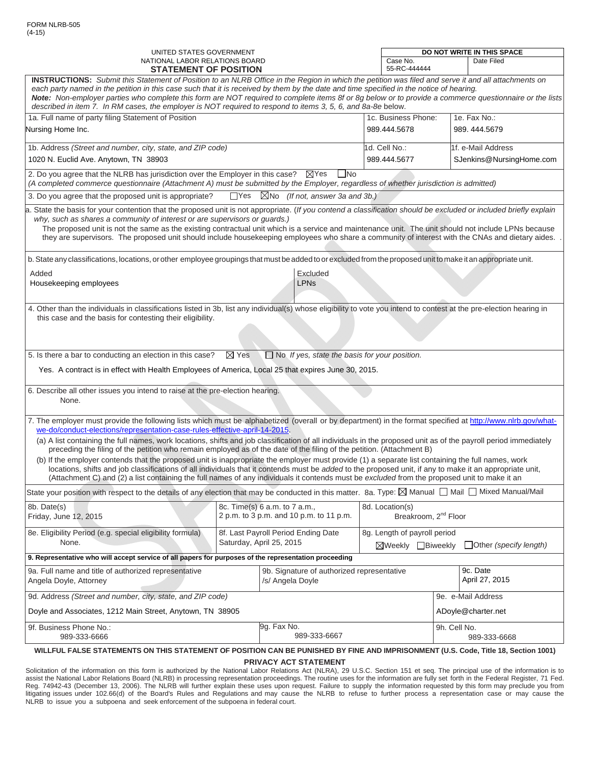FORM NLRB-505
(4-15)

UNITED STATES GOVERNMENT
NATIONAL LABOR RELATIONS BOARD
**STATEMENT OF POSITION**

| **DO NOT WRITE IN THIS SPACE** | |
|---|---|
| Case No. 55-RC-444444 | Date Filed |

**INSTRUCTIONS:** *Submit this Statement of Position to an NLRB Office in the Region in which the petition was filed and serve it and all attachments on each party named in the petition in this case such that it is received by them by the date and time specified in the notice of hearing.*
***Note:*** *Non-employer parties who complete this form are NOT required to complete items 8f or 8g below or to provide a commerce questionnaire or the lists described in item 7. In RM cases, the employer is NOT required to respond to items 3, 5, 6, and 8a-8e below.*

| 1a. Full name of party filing Statement of Position | 1c. Business Phone: | 1e. Fax No.: |
|---|---|---|
| Nursing Home Inc. | 989.444.5678 | 989. 444.5679 |
| 1b. Address *(Street and number, city, state, and ZIP code)* | 1d. Cell No.: | 1f. e-Mail Address |
| 1020 N. Euclid Ave. Anytown, TN 38903 | 989.444.5677 | SJenkins@NursingHome.com |

2. Do you agree that the NLRB has jurisdiction over the Employer in this case? ☒Yes ☐No
*(A completed commerce questionnaire (Attachment A) must be submitted by the Employer, regardless of whether jurisdiction is admitted)*

3. Do you agree that the proposed unit is appropriate? ☐Yes ☒No *(If not, answer 3a and 3b.)*

a. State the basis for your contention that the proposed unit is not appropriate. (*If you contend a classification should be excluded or included briefly explain why, such as shares a community of interest or are supervisors or guards.)*
The proposed unit is not the same as the existing contractual unit which is a service and maintenance unit. The unit should not include LPNs because they are supervisors. The proposed unit should include housekeeping employees who share a community of interest with the CNAs and dietary aides.

b. State any classifications, locations, or other employee groupings that must be added to or excluded from the proposed unit to make it an appropriate unit.

| Added | Excluded |
|---|---|
| Housekeeping employees | LPNs |

4. Other than the individuals in classifications listed in 3b, list any individual(s) whose eligibility to vote you intend to contest at the pre-election hearing in this case and the basis for contesting their eligibility.

5. Is there a bar to conducting an election in this case? ☒ Yes ☐ No *If yes, state the basis for your position.*
Yes. A contract is in effect with Health Employees of America, Local 25 that expires June 30, 2015.

6. Describe all other issues you intend to raise at the pre-election hearing.
None.

7. The employer must provide the following lists which must be alphabetized (overall or by department) in the format specified at http://www.nlrb.gov/what-we-do/conduct-elections/representation-case-rules-effective-april-14-2015.
(a) A list containing the full names, work locations, shifts and job classification of all individuals in the proposed unit as of the payroll period immediately preceding the filing of the petition who remain employed as of the date of the filing of the petition. (Attachment B)
(b) If the employer contends that the proposed unit is inappropriate the employer must provide (1) a separate list containing the full names, work locations, shifts and job classifications of all individuals that it contends must be *added* to the proposed unit, if any to make it an appropriate unit, (Attachment C) and (2) a list containing the full names of any individuals it contends must be *excluded* from the proposed unit to make it an

State your position with respect to the details of any election that may be conducted in this matter. 8a. Type: ☒ Manual ☐ Mail ☐ Mixed Manual/Mail

| 8b. Date(s) | 8c. Time(s) | 8d. Location(s) |
|---|---|---|
| Friday, June 12, 2015 | 6 a.m. to 7 a.m., 2 p.m. to 3 p.m. and 10 p.m. to 11 p.m. | Breakroom, 2nd Floor |
| **8e. Eligibility Period (e.g. special eligibility formula)** | **8f. Last Payroll Period Ending Date** | **8g. Length of payroll period** |
| None. | Saturday, April 25, 2015 | ☒Weekly ☐Biweekly ☐Other *(specify length)* |

**9. Representative who will accept service of all papers for purposes of the representation proceeding**

| 9a. Full name and title of authorized representative | 9b. Signature of authorized representative | 9c. Date |
|---|---|---|
| Angela Doyle, Attorney | /s/ Angela Doyle | April 27, 2015 |
| 9d. Address *(Street and number, city, state, and ZIP code)* | | 9e. e-Mail Address |
| Doyle and Associates, 1212 Main Street, Anytown, TN 38905 | | ADoyle@charter.net |
| 9f. Business Phone No.: | 9g. Fax No. | 9h. Cell No. |
| 989-333-6666 | 989-333-6667 | 989-333-6668 |

**WILLFUL FALSE STATEMENTS ON THIS STATEMENT OF POSITION CAN BE PUNISHED BY FINE AND IMPRISONMENT (U.S. Code, Title 18, Section 1001)**

**PRIVACY ACT STATEMENT**

Solicitation of the information on this form is authorized by the National Labor Relations Act (NLRA), 29 U.S.C. Section 151 et seq. The principal use of the information is to assist the National Labor Relations Board (NLRB) in processing representation proceedings. The routine uses for the information are fully set forth in the Federal Register, 71 Fed. Reg. 74942-43 (December 13, 2006). The NLRB will further explain these uses upon request. Failure to supply the information requested by this form may preclude you from litigating issues under 102.66(d) of the Board's Rules and Regulations and may cause the NLRB to refuse to further process a representation case or may cause the NLRB to issue you a subpoena and seek enforcement of the subpoena in federal court.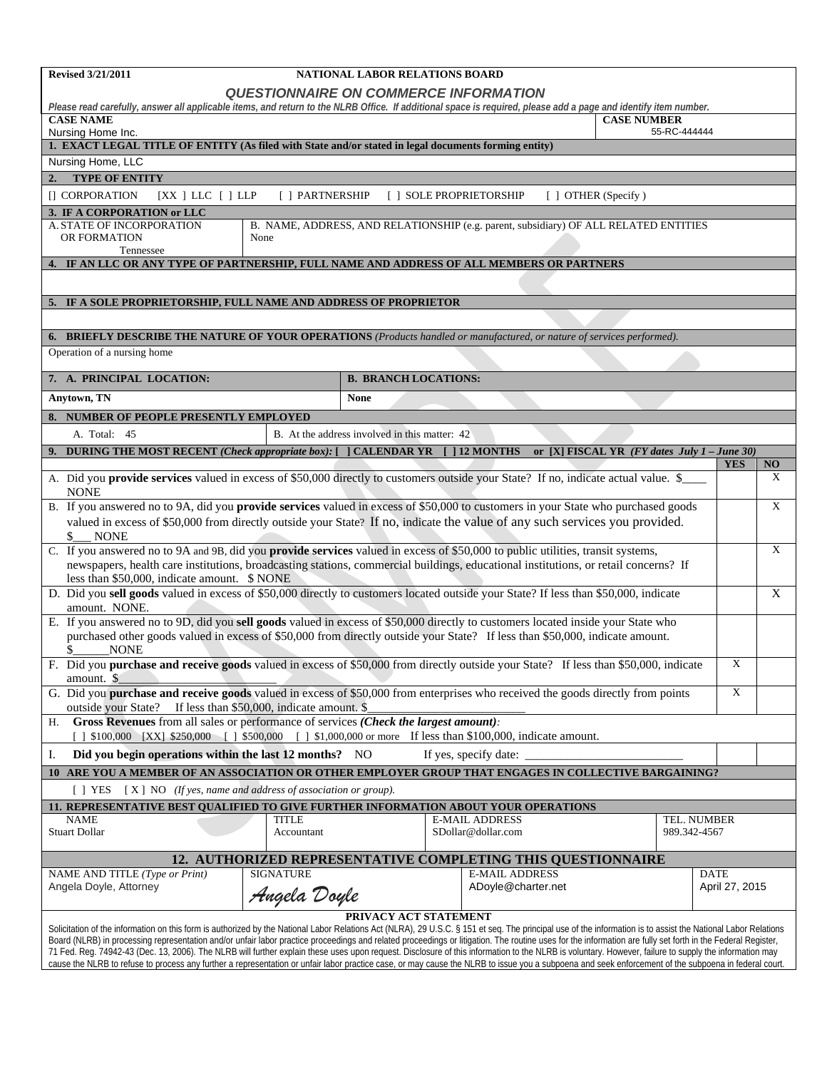Revised 3/21/2011

# NATIONAL LABOR RELATIONS BOARD

## QUESTIONNAIRE ON COMMERCE INFORMATION

*Please read carefully, answer all applicable items, and return to the NLRB Office. If additional space is required, please add a page and identify item number.*

| CASE NAME | CASE NUMBER |
|---|---|
| Nursing Home Inc. | 55-RC-444444 |

**1. EXACT LEGAL TITLE OF ENTITY (As filed with State and/or stated in legal documents forming entity)**

Nursing Home, LLC

**2. TYPE OF ENTITY**

[] CORPORATION [XX ] LLC [ ] LLP [ ] PARTNERSHIP [ ] SOLE PROPRIETORSHIP [ ] OTHER (Specify )

**3. IF A CORPORATION or LLC**

| A. STATE OF INCORPORATION OR FORMATION | B. NAME, ADDRESS, AND RELATIONSHIP (e.g. parent, subsidiary) OF ALL RELATED ENTITIES |
|---|---|
| Tennessee | None |

**4. IF AN LLC OR ANY TYPE OF PARTNERSHIP, FULL NAME AND ADDRESS OF ALL MEMBERS OR PARTNERS**

**5. IF A SOLE PROPRIETORSHIP, FULL NAME AND ADDRESS OF PROPRIETOR**

**6. BRIEFLY DESCRIBE THE NATURE OF YOUR OPERATIONS** *(Products handled or manufactured, or nature of services performed).*

Operation of a nursing home

| 7. A. PRINCIPAL LOCATION: | B. BRANCH LOCATIONS: |
|---|---|
| Anytown, TN | None |

**8. NUMBER OF PEOPLE PRESENTLY EMPLOYED**

A. Total: 45 B. At the address involved in this matter: 42

| 9. DURING THE MOST RECENT *(Check appropriate box):* [ ] CALENDAR YR [ ] 12 MONTHS or [X] FISCAL YR *(FY dates July 1 – June 30)* | YES | NO |
|---|---|---|
| A. Did you **provide services** valued in excess of $50,000 directly to customers outside your State? If no, indicate actual value. $____ NONE | | X |
| B. If you answered no to 9A, did you **provide services** valued in excess of $50,000 to customers in your State who purchased goods valued in excess of $50,000 from directly outside your State? If no, indicate the value of any such services you provided. $___ NONE | | X |
| C. If you answered no to 9A and 9B, did you **provide services** valued in excess of $50,000 to public utilities, transit systems, newspapers, health care institutions, broadcasting stations, commercial buildings, educational institutions, or retail concerns? If less than $50,000, indicate amount. $ NONE | | X |
| D. Did you **sell goods** valued in excess of $50,000 directly to customers located outside your State? If less than $50,000, indicate amount. NONE. | | X |
| E. If you answered no to 9D, did you **sell goods** valued in excess of $50,000 directly to customers located inside your State who purchased other goods valued in excess of $50,000 from directly outside your State? If less than $50,000, indicate amount. $______NONE | | |
| F. Did you **purchase and receive goods** valued in excess of $50,000 from directly outside your State? If less than $50,000, indicate amount. $________________________ | X | |
| G. Did you **purchase and receive goods** valued in excess of $50,000 from enterprises who received the goods directly from points outside your State? If less than $50,000, indicate amount. $________________________ | X | |
| H. **Gross Revenues** from all sales or performance of services *(Check the largest amount):* [ ] $100,000 [XX] $250,000 [ ] $500,000 [ ] $1,000,000 or more If less than $100,000, indicate amount. | | |
| I. **Did you begin operations within the last 12 months?** NO If yes, specify date: ________________________ | | |

**10 ARE YOU A MEMBER OF AN ASSOCIATION OR OTHER EMPLOYER GROUP THAT ENGAGES IN COLLECTIVE BARGAINING?**

[ ] YES [ X ] NO *(If yes, name and address of association or group).*

**11. REPRESENTATIVE BEST QUALIFIED TO GIVE FURTHER INFORMATION ABOUT YOUR OPERATIONS**

| NAME | TITLE | E-MAIL ADDRESS | TEL. NUMBER |
|---|---|---|---|
| Stuart Dollar | Accountant | SDollar@dollar.com | 989.342-4567 |

**12. AUTHORIZED REPRESENTATIVE COMPLETING THIS QUESTIONNAIRE**

| NAME AND TITLE *(Type or Print)* | SIGNATURE | E-MAIL ADDRESS | DATE |
|---|---|---|---|
| Angela Doyle, Attorney | Angela Doyle | ADoyle@charter.net | April 27, 2015 |

**PRIVACY ACT STATEMENT**

Solicitation of the information on this form is authorized by the National Labor Relations Act (NLRA), 29 U.S.C. § 151 et seq. The principal use of the information is to assist the National Labor Relations Board (NLRB) in processing representation and/or unfair labor practice proceedings and related proceedings or litigation. The routine uses for the information are fully set forth in the Federal Register, 71 Fed. Reg. 74942-43 (Dec. 13, 2006). The NLRB will further explain these uses upon request. Disclosure of this information to the NLRB is voluntary. However, failure to supply the information may cause the NLRB to refuse to process any further a representation or unfair labor practice case, or may cause the NLRB to issue you a subpoena and seek enforcement of the subpoena in federal court.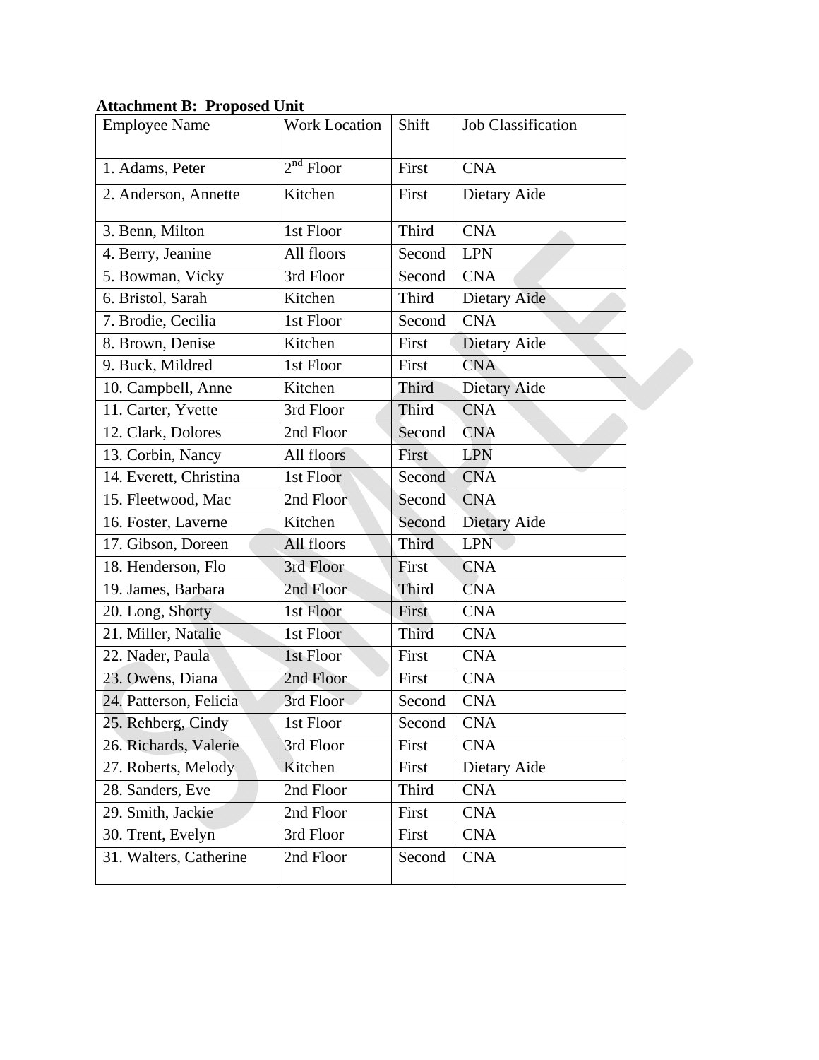**Attachment B: Proposed Unit**

| Employee Name | Work Location | Shift | Job Classification |
|---|---|---|---|
| 1. Adams, Peter | $2^{nd}$ Floor | First | CNA |
| 2. Anderson, Annette | Kitchen | First | Dietary Aide |
| 3. Benn, Milton | 1st Floor | Third | CNA |
| 4. Berry, Jeanine | All floors | Second | LPN |
| 5. Bowman, Vicky | 3rd Floor | Second | CNA |
| 6. Bristol, Sarah | Kitchen | Third | Dietary Aide |
| 7. Brodie, Cecilia | 1st Floor | Second | CNA |
| 8. Brown, Denise | Kitchen | First | Dietary Aide |
| 9. Buck, Mildred | 1st Floor | First | CNA |
| 10. Campbell, Anne | Kitchen | Third | Dietary Aide |
| 11. Carter, Yvette | 3rd Floor | Third | CNA |
| 12. Clark, Dolores | 2nd Floor | Second | CNA |
| 13. Corbin, Nancy | All floors | First | LPN |
| 14. Everett, Christina | 1st Floor | Second | CNA |
| 15. Fleetwood, Mac | 2nd Floor | Second | CNA |
| 16. Foster, Laverne | Kitchen | Second | Dietary Aide |
| 17. Gibson, Doreen | All floors | Third | LPN |
| 18. Henderson, Flo | 3rd Floor | First | CNA |
| 19. James, Barbara | 2nd Floor | Third | CNA |
| 20. Long, Shorty | 1st Floor | First | CNA |
| 21. Miller, Natalie | 1st Floor | Third | CNA |
| 22. Nader, Paula | 1st Floor | First | CNA |
| 23. Owens, Diana | 2nd Floor | First | CNA |
| 24. Patterson, Felicia | 3rd Floor | Second | CNA |
| 25. Rehberg, Cindy | 1st Floor | Second | CNA |
| 26. Richards, Valerie | 3rd Floor | First | CNA |
| 27. Roberts, Melody | Kitchen | First | Dietary Aide |
| 28. Sanders, Eve | 2nd Floor | Third | CNA |
| 29. Smith, Jackie | 2nd Floor | First | CNA |
| 30. Trent, Evelyn | 3rd Floor | First | CNA |
| 31. Walters, Catherine | 2nd Floor | Second | CNA |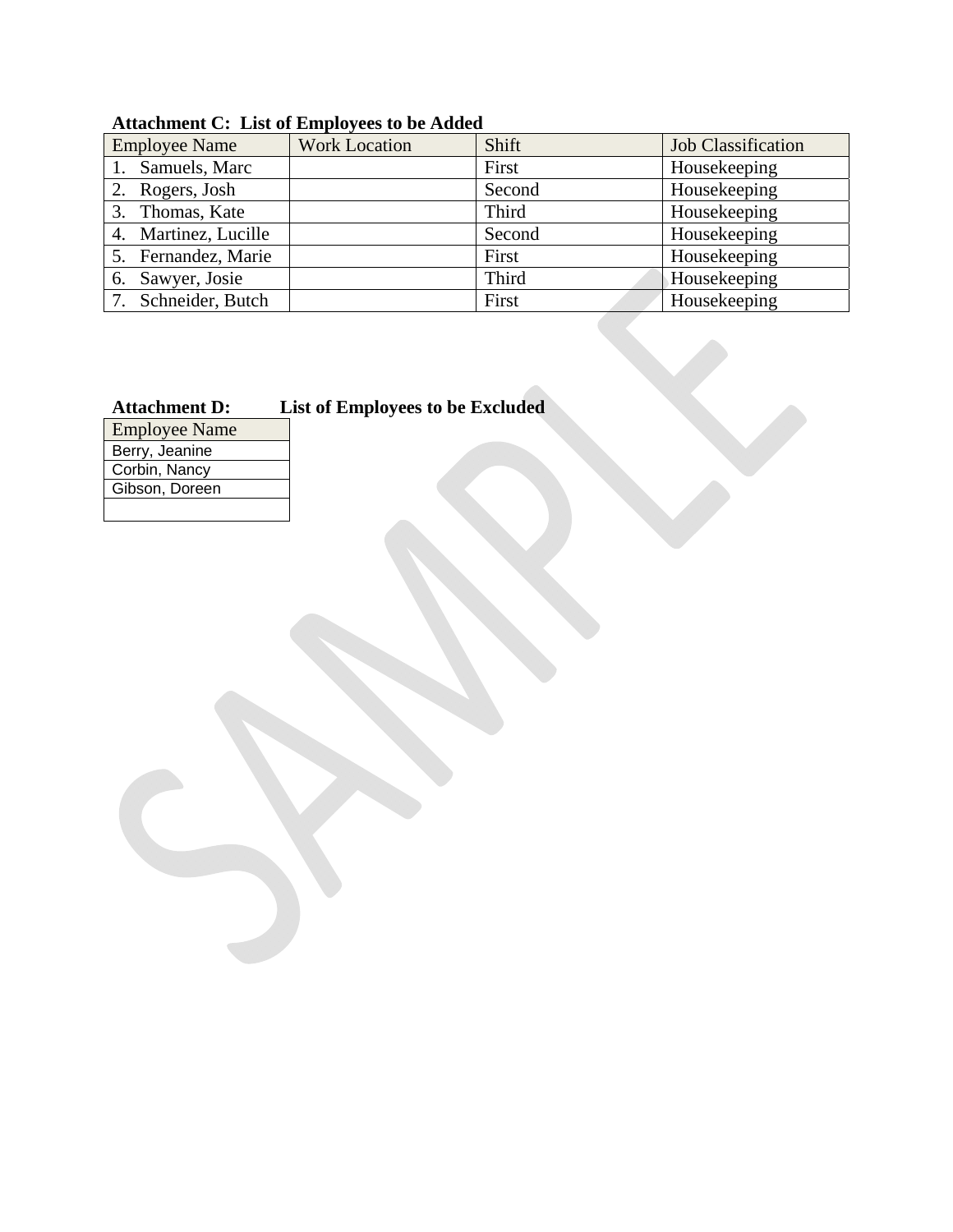**Attachment C: List of Employees to be Added**

| Employee Name | Work Location | Shift | Job Classification |
|---|---|---|---|
| 1. Samuels, Marc | | First | Housekeeping |
| 2. Rogers, Josh | | Second | Housekeeping |
| 3. Thomas, Kate | | Third | Housekeeping |
| 4. Martinez, Lucille | | Second | Housekeeping |
| 5. Fernandez, Marie | | First | Housekeeping |
| 6. Sawyer, Josie | | Third | Housekeeping |
| 7. Schneider, Butch | | First | Housekeeping |

**Attachment D: List of Employees to be Excluded**

| Employee Name |
|---|
| Berry, Jeanine |
| Corbin, Nancy |
| Gibson, Doreen |
| |